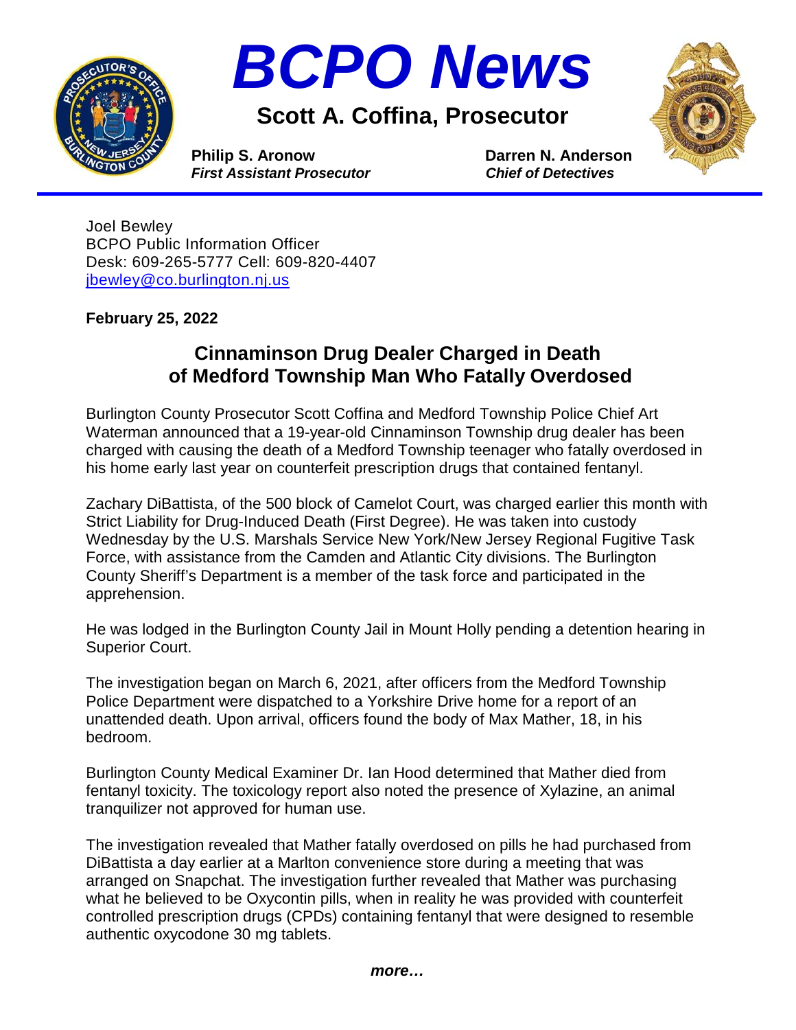# BCPO News

## Scott A. Coffina, Prosecutor

**Philip S. Aronow**
***First Assistant Prosecutor***

**Darren N. Anderson**
***Chief of Detectives***

---

Joel Bewley
BCPO Public Information Officer
Desk: 609-265-5777 Cell: 609-820-4407
[jbewley@co.burlington.nj.us](mailto:jbewley@co.burlington.nj.us)

**February 25, 2022**

## Cinnaminson Drug Dealer Charged in Death of Medford Township Man Who Fatally Overdosed

Burlington County Prosecutor Scott Coffina and Medford Township Police Chief Art Waterman announced that a 19-year-old Cinnaminson Township drug dealer has been charged with causing the death of a Medford Township teenager who fatally overdosed in his home early last year on counterfeit prescription drugs that contained fentanyl.

Zachary DiBattista, of the 500 block of Camelot Court, was charged earlier this month with Strict Liability for Drug-Induced Death (First Degree). He was taken into custody Wednesday by the U.S. Marshals Service New York/New Jersey Regional Fugitive Task Force, with assistance from the Camden and Atlantic City divisions. The Burlington County Sheriff's Department is a member of the task force and participated in the apprehension.

He was lodged in the Burlington County Jail in Mount Holly pending a detention hearing in Superior Court.

The investigation began on March 6, 2021, after officers from the Medford Township Police Department were dispatched to a Yorkshire Drive home for a report of an unattended death. Upon arrival, officers found the body of Max Mather, 18, in his bedroom.

Burlington County Medical Examiner Dr. Ian Hood determined that Mather died from fentanyl toxicity. The toxicology report also noted the presence of Xylazine, an animal tranquilizer not approved for human use.

The investigation revealed that Mather fatally overdosed on pills he had purchased from DiBattista a day earlier at a Marlton convenience store during a meeting that was arranged on Snapchat. The investigation further revealed that Mather was purchasing what he believed to be Oxycontin pills, when in reality he was provided with counterfeit controlled prescription drugs (CPDs) containing fentanyl that were designed to resemble authentic oxycodone 30 mg tablets.

***more…***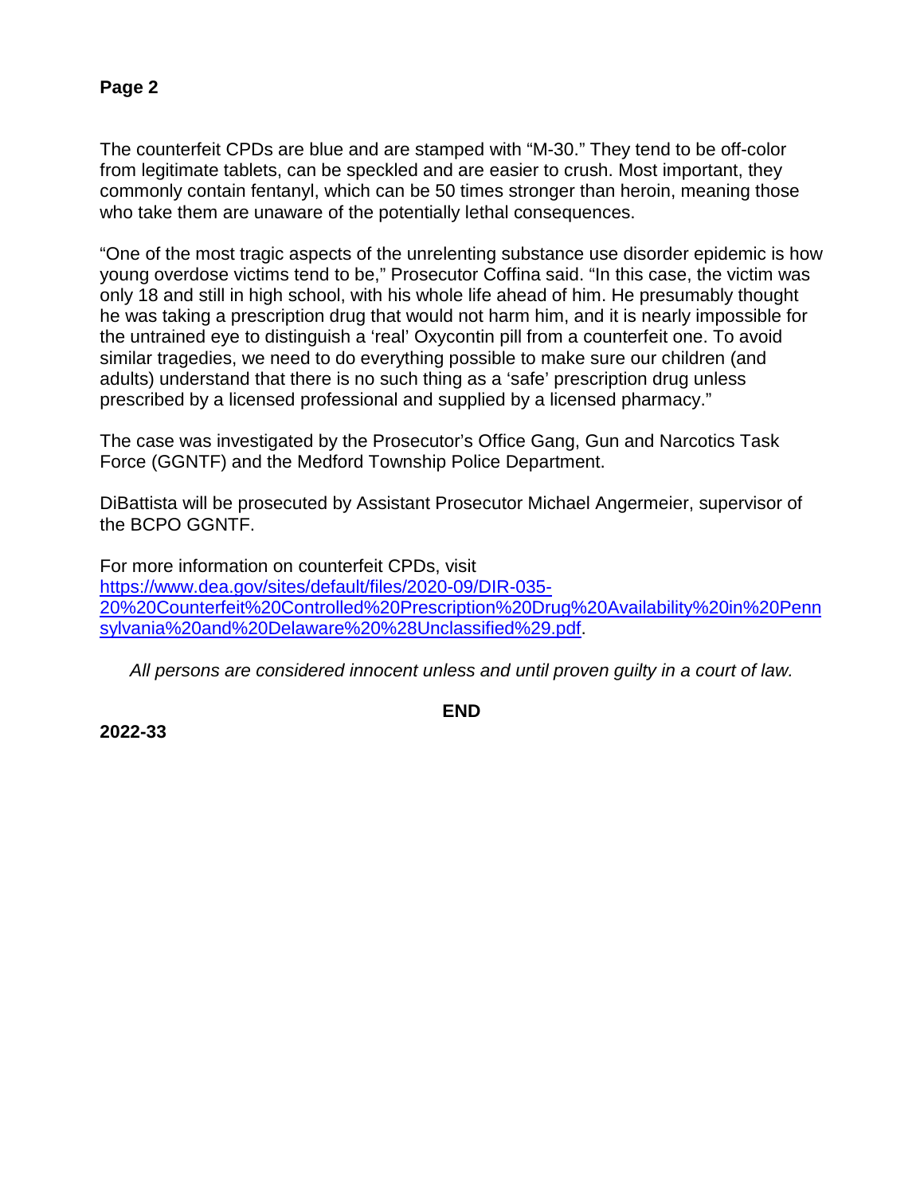The counterfeit CPDs are blue and are stamped with “M-30.” They tend to be off-color from legitimate tablets, can be speckled and are easier to crush. Most important, they commonly contain fentanyl, which can be 50 times stronger than heroin, meaning those who take them are unaware of the potentially lethal consequences.

“One of the most tragic aspects of the unrelenting substance use disorder epidemic is how young overdose victims tend to be,” Prosecutor Coffina said. “In this case, the victim was only 18 and still in high school, with his whole life ahead of him. He presumably thought he was taking a prescription drug that would not harm him, and it is nearly impossible for the untrained eye to distinguish a ‘real’ Oxycontin pill from a counterfeit one. To avoid similar tragedies, we need to do everything possible to make sure our children (and adults) understand that there is no such thing as a ‘safe’ prescription drug unless prescribed by a licensed professional and supplied by a licensed pharmacy.”

The case was investigated by the Prosecutor’s Office Gang, Gun and Narcotics Task Force (GGNTF) and the Medford Township Police Department.

DiBattista will be prosecuted by Assistant Prosecutor Michael Angermeier, supervisor of the BCPO GGNTF.

For more information on counterfeit CPDs, visit [https://www.dea.gov/sites/default/files/2020-09/DIR-035-20%20Counterfeit%20Controlled%20Prescription%20Drug%20Availability%20in%20Pennsylvania%20and%20Delaware%20%28Unclassified%29.pdf](https://www.dea.gov/sites/default/files/2020-09/DIR-035-20%20Counterfeit%20Controlled%20Prescription%20Drug%20Availability%20in%20Pennsylvania%20and%20Delaware%20%28Unclassified%29.pdf).

*All persons are considered innocent unless and until proven guilty in a court of law.*

**END**

**2022-33**